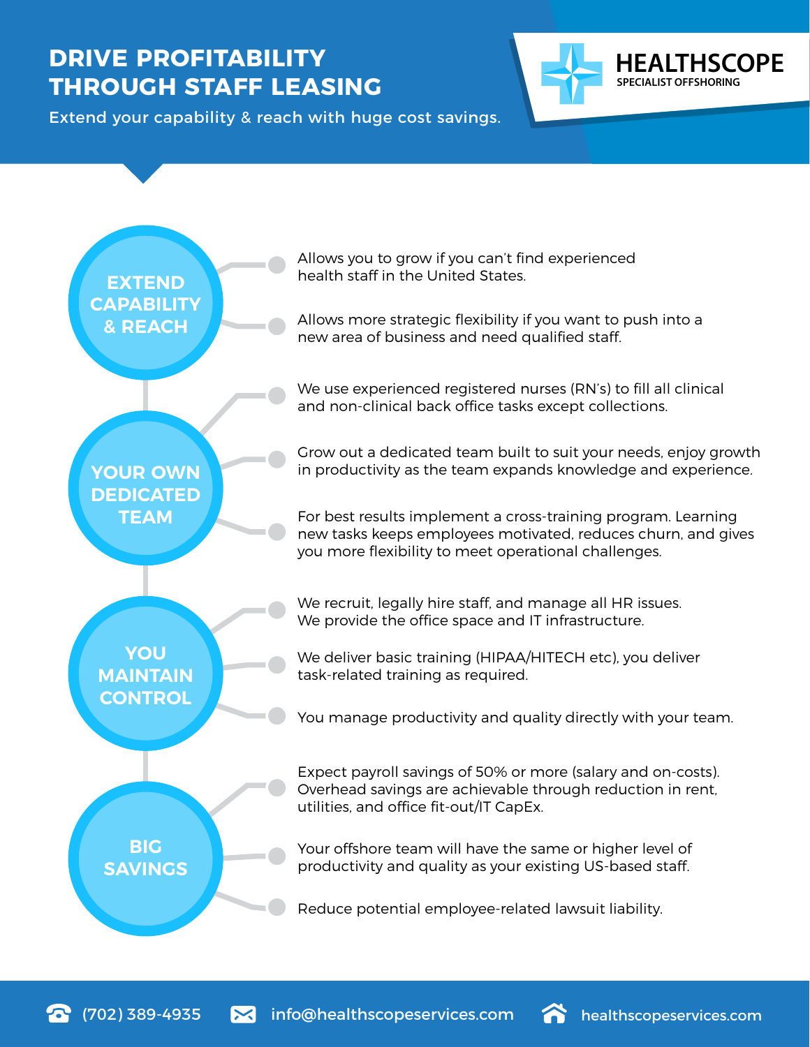# DRIVE PROFITABILITY THROUGH STAFF LEASING

Extend your capability & reach with huge cost savings.

**HEALTHSCOPE**
SPECIALIST OFFSHORING

## EXTEND CAPABILITY & REACH

- Allows you to grow if you can't find experienced health staff in the United States.
- Allows more strategic flexibility if you want to push into a new area of business and need qualified staff.

## YOUR OWN DEDICATED TEAM

- We use experienced registered nurses (RN's) to fill all clinical and non-clinical back office tasks except collections.
- Grow out a dedicated team built to suit your needs, enjoy growth in productivity as the team expands knowledge and experience.
- For best results implement a cross-training program. Learning new tasks keeps employees motivated, reduces churn, and gives you more flexibility to meet operational challenges.

## YOU MAINTAIN CONTROL

- We recruit, legally hire staff, and manage all HR issues. We provide the office space and IT infrastructure.
- We deliver basic training (HIPAA/HITECH etc), you deliver task-related training as required.
- You manage productivity and quality directly with your team.

## BIG SAVINGS

- Expect payroll savings of 50% or more (salary and on-costs). Overhead savings are achievable through reduction in rent, utilities, and office fit-out/IT CapEx.
- Your offshore team will have the same or higher level of productivity and quality as your existing US-based staff.
- Reduce potential employee-related lawsuit liability.

(702) 389-4935 | info@healthscopeservices.com | healthscopeservices.com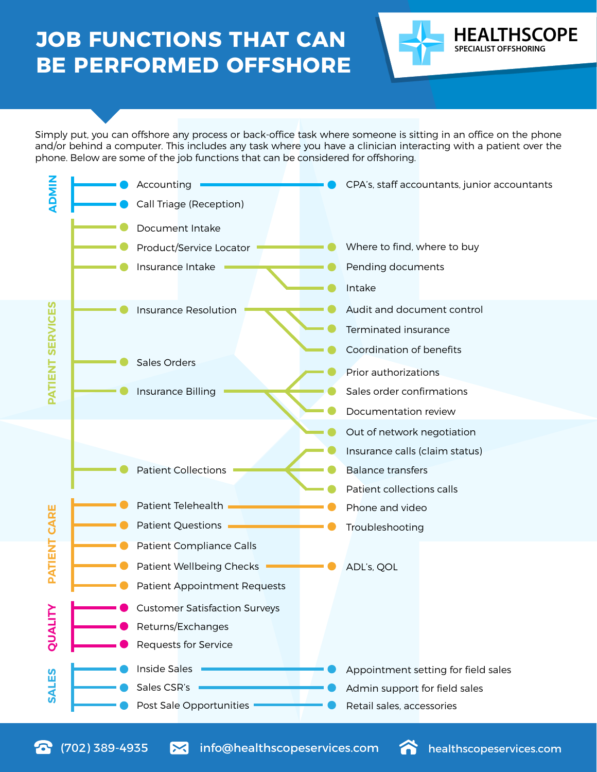# JOB FUNCTIONS THAT CAN BE PERFORMED OFFSHORE

**HEALTHSCOPE**
SPECIALIST OFFSHORING

Simply put, you can offshore any process or back-office task where someone is sitting in an office on the phone and/or behind a computer. This includes any task where you have a clinician interacting with a patient over the phone. Below are some of the job functions that can be considered for offshoring.

## ADMIN

- Accounting
  - CPA's, staff accountants, junior accountants
- Call Triage (Reception)

## PATIENT SERVICES

- Document Intake
- Product/Service Locator
  - Where to find, where to buy
- Insurance Intake
  - Pending documents
  - Intake
- Insurance Resolution
  - Audit and document control
  - Terminated insurance
  - Coordination of benefits
- Sales Orders
- Insurance Billing
  - Prior authorizations
  - Sales order confirmations
  - Documentation review
  - Out of network negotiation
- Patient Collections
  - Insurance calls (claim status)
  - Balance transfers
  - Patient collections calls

## PATIENT CARE

- Patient Telehealth
  - Phone and video
- Patient Questions
  - Troubleshooting
- Patient Compliance Calls
- Patient Wellbeing Checks
  - ADL's, QOL
- Patient Appointment Requests

## QUALITY

- Customer Satisfaction Surveys
- Returns/Exchanges
- Requests for Service

## SALES

- Inside Sales
  - Appointment setting for field sales
- Sales CSR's
  - Admin support for field sales
- Post Sale Opportunities
  - Retail sales, accessories

(702) 389-4935 | info@healthscopeservices.com | healthscopeservices.com